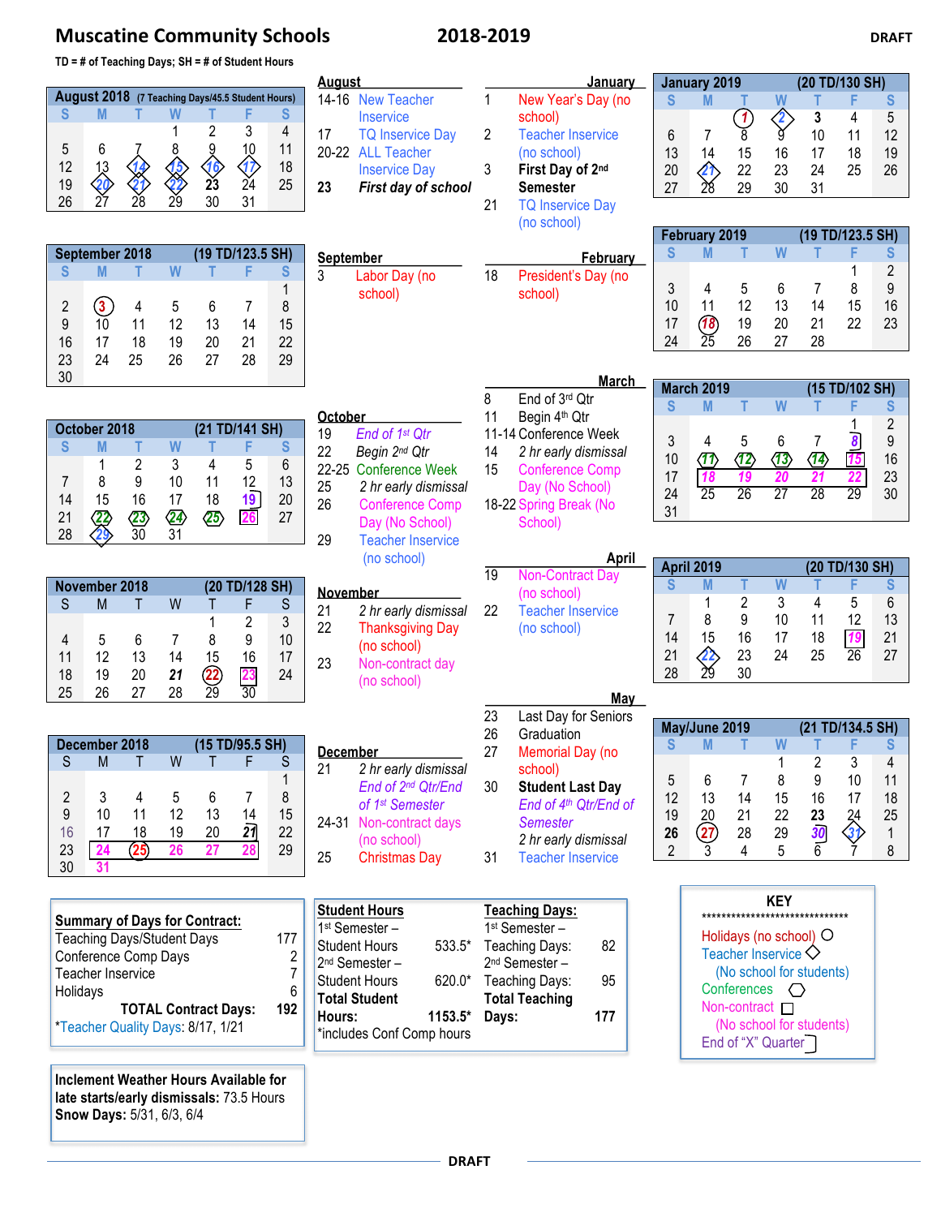# Muscatine Community Schools 2018-2019

DRAFT

TD = # of Teaching Days; SH = # of Student Hours

## August 2018 (7 Teaching Days/45.5 Student Hours)

| S | M | T | W | T | F | S |
|---|---|---|---|---|---|---|
| | | | 1 | 2 | 3 | 4 |
| 5 | 6 | 7 | 8 | 9 | 10 | 11 |
| 12 | 13 | 14 | 15 | 16 | 17 | 18 |
| 19 | 20 | 21 | 22 | 23 | 24 | 25 |
| 26 | 27 | 28 | 29 | 30 | 31 | |

**August**
- 14-16 New Teacher Inservice
- 17 TQ Inservice Day
- 20-22 ALL Teacher Inservice Day
- **23** ***First day of school***

## September 2018 (19 TD/123.5 SH)

| S | M | T | W | T | F | S |
|---|---|---|---|---|---|---|
| | | | | | | 1 |
| 2 | 3 | 4 | 5 | 6 | 7 | 8 |
| 9 | 10 | 11 | 12 | 13 | 14 | 15 |
| 16 | 17 | 18 | 19 | 20 | 21 | 22 |
| 23 | 24 | 25 | 26 | 27 | 28 | 29 |
| 30 | | | | | | |

**September**
- 3 Labor Day (no school)

## October 2018 (21 TD/141 SH)

| S | M | T | W | T | F | S |
|---|---|---|---|---|---|---|
| | 1 | 2 | 3 | 4 | 5 | 6 |
| 7 | 8 | 9 | 10 | 11 | 12 | 13 |
| 14 | 15 | 16 | 17 | 18 | 19 | 20 |
| 21 | 22 | 23 | 24 | 25 | 26 | 27 |
| 28 | 29 | 30 | 31 | | | |

**October**
- 19 *End of 1st Qtr*
- 22 *Begin 2nd Qtr*
- 22-25 Conference Week
- 25 *2 hr early dismissal*
- 26 Conference Comp Day (No School)
- 29 Teacher Inservice (no school)

## November 2018 (20 TD/128 SH)

| S | M | T | W | T | F | S |
|---|---|---|---|---|---|---|
| | | | | 1 | 2 | 3 |
| 4 | 5 | 6 | 7 | 8 | 9 | 10 |
| 11 | 12 | 13 | 14 | 15 | 16 | 17 |
| 18 | 19 | 20 | 21 | 22 | 23 | 24 |
| 25 | 26 | 27 | 28 | 29 | 30 | |

**November**
- 21 *2 hr early dismissal*
- 22 Thanksgiving Day (no school)
- 23 Non-contract day (no school)

## December 2018 (15 TD/95.5 SH)

| S | M | T | W | T | F | S |
|---|---|---|---|---|---|---|
| | | | | | | 1 |
| 2 | 3 | 4 | 5 | 6 | 7 | 8 |
| 9 | 10 | 11 | 12 | 13 | 14 | 15 |
| 16 | 17 | 18 | 19 | 20 | 21 | 22 |
| 23 | 24 | 25 | 26 | 27 | 28 | 29 |
| 30 | 31 | | | | | |

**December**
- 21 *2 hr early dismissal*
  *End of 2nd Qtr/End of 1st Semester*
- 24-31 Non-contract days (no school)
- 25 Christmas Day

## January 2019 (20 TD/130 SH)

| S | M | T | W | T | F | S |
|---|---|---|---|---|---|---|
| | | 1 | 2 | 3 | 4 | 5 |
| 6 | 7 | 8 | 9 | 10 | 11 | 12 |
| 13 | 14 | 15 | 16 | 17 | 18 | 19 |
| 20 | 21 | 22 | 23 | 24 | 25 | 26 |
| 27 | 28 | 29 | 30 | 31 | | |

**January**
- 1 New Year's Day (no school)
- 2 Teacher Inservice (no school)
- 3 **First Day of 2nd Semester**
- 21 TQ Inservice Day (no school)

## February 2019 (19 TD/123.5 SH)

| S | M | T | W | T | F | S |
|---|---|---|---|---|---|---|
| | | | | | 1 | 2 |
| 3 | 4 | 5 | 6 | 7 | 8 | 9 |
| 10 | 11 | 12 | 13 | 14 | 15 | 16 |
| 17 | 18 | 19 | 20 | 21 | 22 | 23 |
| 24 | 25 | 26 | 27 | 28 | | |

**February**
- 18 President's Day (no school)

## March 2019 (15 TD/102 SH)

| S | M | T | W | T | F | S |
|---|---|---|---|---|---|---|
| | | | | | 1 | 2 |
| 3 | 4 | 5 | 6 | 7 | 8 | 9 |
| 10 | 11 | 12 | 13 | 14 | 15 | 16 |
| 17 | 18 | 19 | 20 | 21 | 22 | 23 |
| 24 | 25 | 26 | 27 | 28 | 29 | 30 |
| 31 | | | | | | |

**March**
- 8 End of 3rd Qtr
- 11 Begin 4th Qtr
- 11-14 Conference Week
- 14 *2 hr early dismissal*
- 15 Conference Comp Day (No School)
- 18-22 Spring Break (No School)

## April 2019 (20 TD/130 SH)

| S | M | T | W | T | F | S |
|---|---|---|---|---|---|---|
| | 1 | 2 | 3 | 4 | 5 | 6 |
| 7 | 8 | 9 | 10 | 11 | 12 | 13 |
| 14 | 15 | 16 | 17 | 18 | 19 | 21 |
| 21 | 22 | 23 | 24 | 25 | 26 | 27 |
| 28 | 29 | 30 | | | | |

**April**
- 19 Non-Contract Day (no school)
- 22 Teacher Inservice (no school)

## May/June 2019 (21 TD/134.5 SH)

| S | M | T | W | T | F | S |
|---|---|---|---|---|---|---|
| | | | 1 | 2 | 3 | 4 |
| 5 | 6 | 7 | 8 | 9 | 10 | 11 |
| 12 | 13 | 14 | 15 | 16 | 17 | 18 |
| 19 | 20 | 21 | 22 | 23 | 24 | 25 |
| 26 | 27 | 28 | 29 | 30 | 31 | 1 |
| 2 | 3 | 4 | 5 | 6 | 7 | 8 |

**May**
- 23 Last Day for Seniors
- 26 Graduation
- 27 Memorial Day (no school)
- 30 **Student Last Day**
  *End of 4th Qtr/End of Semester*
  *2 hr early dismissal*
- 31 Teacher Inservice

## Summary of Days for Contract:

| | |
|---|---|
| Teaching Days/Student Days | 177 |
| Conference Comp Days | 2 |
| Teacher Inservice | 7 |
| Holidays | 6 |
| **TOTAL Contract Days:** | **192** |

*Teacher Quality Days: 8/17, 1/21

## Student Hours

| | |
|---|---|
| 1st Semester – Student Hours | 533.5* |
| 2nd Semester – Student Hours | 620.0* |
| **Total Student Hours:** | **1153.5*** |

*includes Conf Comp hours

## Teaching Days:

| | |
|---|---|
| 1st Semester – Teaching Days: | 82 |
| 2nd Semester – Teaching Days: | 95 |
| **Total Teaching Days:** | **177** |

## KEY

- Holidays (no school) ○
- Teacher Inservice ◇ (No school for students)
- Conferences ⬡
- Non-contract □ (No school for students)
- End of "X" Quarter ]

**Inclement Weather Hours Available for late starts/early dismissals:** 73.5 Hours
**Snow Days:** 5/31, 6/3, 6/4

DRAFT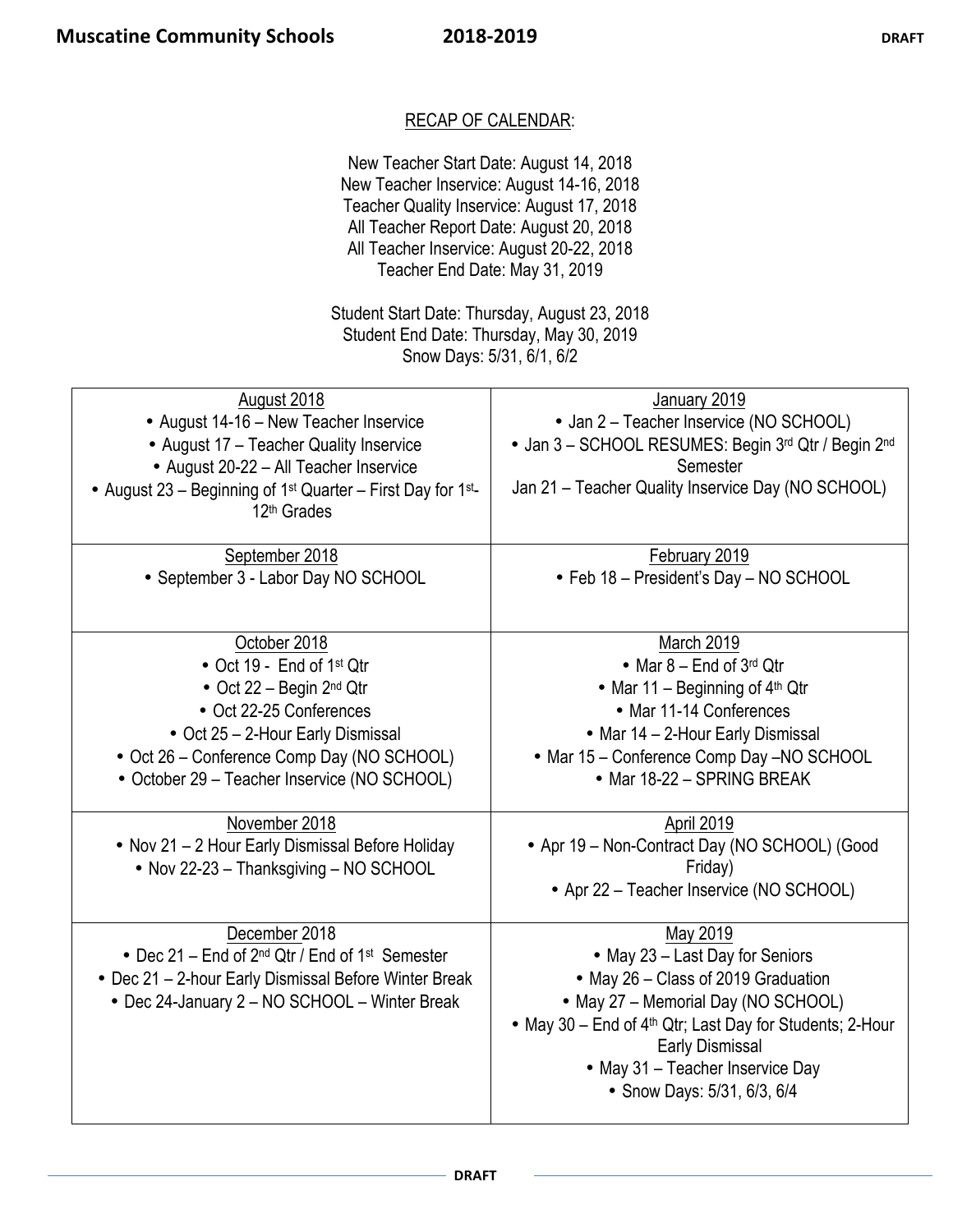RECAP OF CALENDAR:

New Teacher Start Date: August 14, 2018
New Teacher Inservice: August 14-16, 2018
Teacher Quality Inservice: August 17, 2018
All Teacher Report Date: August 20, 2018
All Teacher Inservice: August 20-22, 2018
Teacher End Date: May 31, 2019

Student Start Date: Thursday, August 23, 2018
Student End Date: Thursday, May 30, 2019
Snow Days: 5/31, 6/1, 6/2

| | |
|---|---|
| August 2018<br>• August 14-16 – New Teacher Inservice<br>• August 17 – Teacher Quality Inservice<br>• August 20-22 – All Teacher Inservice<br>• August 23 – Beginning of 1st Quarter – First Day for 1st-12th Grades | January 2019<br>• Jan 2 – Teacher Inservice (NO SCHOOL)<br>• Jan 3 – SCHOOL RESUMES: Begin 3rd Qtr / Begin 2nd Semester<br>Jan 21 – Teacher Quality Inservice Day (NO SCHOOL) |
| September 2018<br>• September 3 - Labor Day NO SCHOOL | February 2019<br>• Feb 18 – President's Day – NO SCHOOL |
| October 2018<br>• Oct 19 - End of 1st Qtr<br>• Oct 22 – Begin 2nd Qtr<br>• Oct 22-25 Conferences<br>• Oct 25 – 2-Hour Early Dismissal<br>• Oct 26 – Conference Comp Day (NO SCHOOL)<br>• October 29 – Teacher Inservice (NO SCHOOL) | March 2019<br>• Mar 8 – End of 3rd Qtr<br>• Mar 11 – Beginning of 4th Qtr<br>• Mar 11-14 Conferences<br>• Mar 14 – 2-Hour Early Dismissal<br>• Mar 15 – Conference Comp Day –NO SCHOOL<br>• Mar 18-22 – SPRING BREAK |
| November 2018<br>• Nov 21 – 2 Hour Early Dismissal Before Holiday<br>• Nov 22-23 – Thanksgiving – NO SCHOOL | April 2019<br>• Apr 19 – Non-Contract Day (NO SCHOOL) (Good Friday)<br>• Apr 22 – Teacher Inservice (NO SCHOOL) |
| December 2018<br>• Dec 21 – End of 2nd Qtr / End of 1st Semester<br>• Dec 21 – 2-hour Early Dismissal Before Winter Break<br>• Dec 24-January 2 – NO SCHOOL – Winter Break | May 2019<br>• May 23 – Last Day for Seniors<br>• May 26 – Class of 2019 Graduation<br>• May 27 – Memorial Day (NO SCHOOL)<br>• May 30 – End of 4th Qtr; Last Day for Students; 2-Hour Early Dismissal<br>• May 31 – Teacher Inservice Day<br>• Snow Days: 5/31, 6/3, 6/4 |